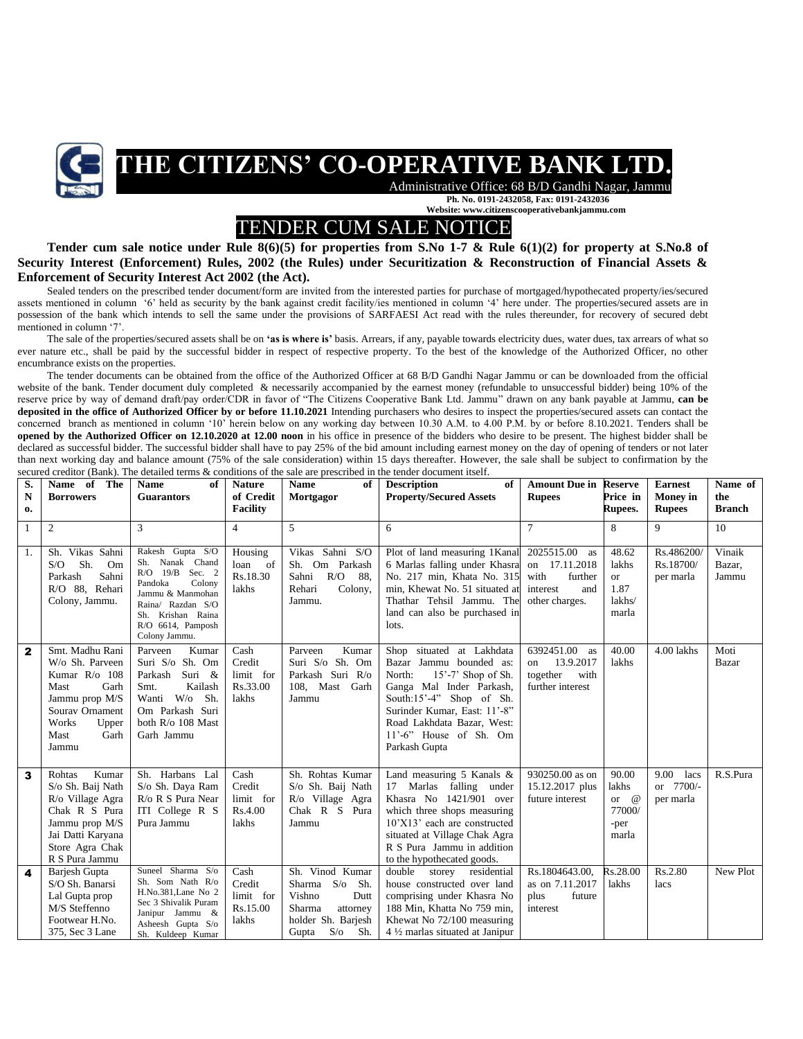# THE CITIZENS' CO-OPERATIVE BANK LTD.

Administrative Office: 68 B/D Gandhi Nagar, Jammu

**Ph. No. 0191-2432058, Fax: 0191-2432036**

**Website: www.citizenscooperativebankjammu.com**

## TENDER CUM SALE NOTICE

**Tender cum sale notice under Rule 8(6)(5) for properties from S.No 1-7 & Rule 6(1)(2) for property at S.No.8 of Security Interest (Enforcement) Rules, 2002 (the Rules) under Securitization & Reconstruction of Financial Assets & Enforcement of Security Interest Act 2002 (the Act).**

Sealed tenders on the prescribed tender document/form are invited from the interested parties for purchase of mortgaged/hypothecated property/ies/secured assets mentioned in column '6' held as security by the bank against credit facility/ies mentioned in column '4' here under. The properties/secured assets are in possession of the bank which intends to sell the same under the provisions of SARFAESI Act read with the rules thereunder, for recovery of secured debt mentioned in column '7'.

The sale of the properties/secured assets shall be on **'as is where is'** basis. Arrears, if any, payable towards electricity dues, water dues, tax arrears of what so ever nature etc., shall be paid by the successful bidder in respect of respective property. To the best of the knowledge of the Authorized Officer, no other encumbrance exists on the properties.

The tender documents can be obtained from the office of the Authorized Officer at 68 B/D Gandhi Nagar Jammu or can be downloaded from the official website of the bank. Tender document duly completed & necessarily accompanied by the earnest money (refundable to unsuccessful bidder) being 10% of the reserve price by way of demand draft/pay order/CDR in favor of "The Citizens Cooperative Bank Ltd. Jammu" drawn on any bank payable at Jammu, **can be deposited in the office of Authorized Officer by or before 11.10.2021** Intending purchasers who desires to inspect the properties/secured assets can contact the concerned branch as mentioned in column '10' herein below on any working day between 10.30 A.M. to 4.00 P.M. by or before 8.10.2021. Tenders shall be **opened by the Authorized Officer on 12.10.2020 at 12.00 noon** in his office in presence of the bidders who desire to be present. The highest bidder shall be declared as successful bidder. The successful bidder shall have to pay 25% of the bid amount including earnest money on the day of opening of tenders or not later than next working day and balance amount (75% of the sale consideration) within 15 days thereafter. However, the sale shall be subject to confirmation by the secured creditor (Bank). The detailed terms & conditions of the sale are prescribed in the tender document itself.

| S. No. | Name of The Borrowers | Name of Guarantors | Nature of Credit Facility | Name of Mortgagor | Description of Property/Secured Assets | Amount Due in Rupees | Reserve Price in Rupees. | Earnest Money in Rupees | Name of the Branch |
|---|---|---|---|---|---|---|---|---|---|
| 1 | 2 | 3 | 4 | 5 | 6 | 7 | 8 | 9 | 10 |
| 1. | Sh. Vikas Sahni S/O Sh. Om Parkash Sahni R/O 88, Rehari Colony, Jammu. | Rakesh Gupta S/O Sh. Nanak Chand R/O 19/B Sec. 2 Pandoka Colony Jammu & Manmohan Raina/ Razdan S/O Sh. Krishan Raina R/O 6614, Pamposh Colony Jammu. | Housing loan of Rs.18.30 lakhs | Vikas Sahni S/O Sh. Om Parkash Sahni R/O 88, Rehari Colony, Jammu. | Plot of land measuring 1Kanal 6 Marlas falling under Khasra No. 217 min, Khata No. 315 min, Khewat No. 51 situated at Thathar Tehsil Jammu. The land can also be purchased in lots. | 2025515.00 as on 17.11.2018 with further interest and other charges. | 48.62 lakhs or 1.87 lakhs/ marla | Rs.486200/ Rs.18700/ per marla | Vinaik Bazar, Jammu |
| 2 | Smt. Madhu Rani W/o Sh. Parveen Kumar R/o 108 Mast Garh Jammu prop M/S Sourav Ornament Works Upper Mast Garh Jammu | Parveen Kumar Suri S/o Sh. Om Parkash Suri & Smt. Kailash Wanti W/o Sh. Om Parkash Suri both R/o 108 Mast Garh Jammu | Cash Credit limit for Rs.33.00 lakhs | Parveen Kumar Suri S/o Sh. Om Parkash Suri R/o 108, Mast Garh Jammu | Shop situated at Lakhdata Bazar Jammu bounded as: North: 15'-7' Shop of Sh. Ganga Mal Inder Parkash, South:15'-4" Shop of Sh. Surinder Kumar, East: 11'-8" Road Lakhdata Bazar, West: 11'-6" House of Sh. Om Parkash Gupta | 6392451.00 as on 13.9.2017 together with further interest | 40.00 lakhs | 4.00 lakhs | Moti Bazar |
| 3 | Rohtas Kumar S/o Sh. Baij Nath R/o Village Agra Chak R S Pura Jammu prop M/S Jai Datti Karyana Store Agra Chak R S Pura Jammu | Sh. Harbans Lal S/o Sh. Daya Ram R/o R S Pura Near ITI College R S Pura Jammu | Cash Credit limit for Rs.4.00 lakhs | Sh. Rohtas Kumar S/o Sh. Baij Nath R/o Village Agra Chak R S Pura Jammu | Land measuring 5 Kanals & 17 Marlas falling under Khasra No 1421/901 over which three shops measuring 10'X13' each are constructed situated at Village Chak Agra R S Pura Jammu in addition to the hypothecated goods. | 930250.00 as on 15.12.2017 plus future interest | 90.00 lakhs or @ 77000/ -per marla | 9.00 lacs or 7700/- per marla | R.S.Pura |
| 4 | Barjesh Gupta S/O Sh. Banarsi Lal Gupta prop M/S Steffenno Footwear H.No. 375, Sec 3 Lane | Suneel Sharma S/o Sh. Som Nath R/o H.No.381,Lane No 2 Sec 3 Shivalik Puram Janipur Jammu & Asheesh Gupta S/o Sh. Kuldeep Kumar | Cash Credit limit for Rs.15.00 lakhs | Sh. Vinod Kumar Sharma S/o Sh. Vishno Dutt Sharma attorney holder Sh. Barjesh Gupta S/o Sh. | double storey residential house constructed over land comprising under Khasra No 188 Min, Khatta No 759 min, Khewat No 72/100 measuring 4 ½ marlas situated at Janipur | Rs.1804643.00, as on 7.11.2017 plus future interest | Rs.28.00 lakhs | Rs.2.80 lacs | New Plot |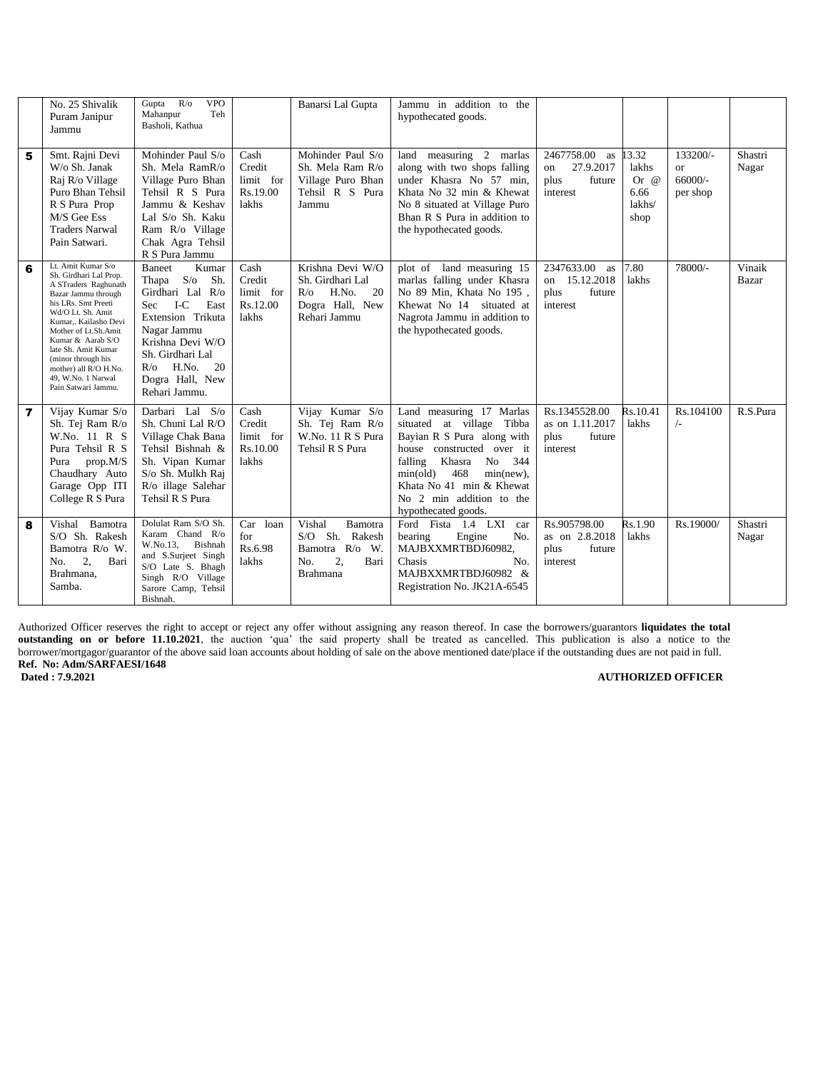| | | | | | | | | | |
|---|---|---|---|---|---|---|---|---|---|
| | No. 25 Shivalik Puram Janipur Jammu | Gupta R/o VPO Mahanpur Teh Basholi, Kathua | | Banarsi Lal Gupta | Jammu in addition to the hypothecated goods. | | | | |
| 5 | Smt. Rajni Devi W/o Sh. Janak Raj R/o Village Puro Bhan Tehsil R S Pura Prop M/S Gee Ess Traders Narwal Pain Satwari. | Mohinder Paul S/o Sh. Mela RamR/o Village Puro Bhan Tehsil R S Pura Jammu & Keshav Lal S/o Sh. Kaku Ram R/o Village Chak Agra Tehsil R S Pura Jammu | Cash Credit limit for Rs.19.00 lakhs | Mohinder Paul S/o Sh. Mela Ram R/o Village Puro Bhan Tehsil R S Pura Jammu | land measuring 2 marlas along with two shops falling under Khasra No 57 min, Khata No 32 min & Khewat No 8 situated at Village Puro Bhan R S Pura in addition to the hypothecated goods. | 2467758.00 as on 27.9.2017 plus future interest | 13.32 lakhs Or @ 6.66 lakhs/ shop | 133200/- or 66000/- per shop | Shastri Nagar |
| 6 | Lt. Amit Kumar S/o Sh. Girdhari Lal Prop. A STraders Raghunath Bazar Jammu through his LRs. Smt Preeti Wd/O Lt. Sh. Amit Kumar,. Kailasho Devi Mother of Lt.Sh.Amit Kumar & Aarab S/O late Sh. Amit Kumar (minor through his mother) all R/O H.No. 49, W.No. 1 Narwal Pain Satwari Jammu. | Baneet Kumar Thapa S/o Sh. Girdhari Lal R/o Sec I-C East Extension Trikuta Nagar Jammu Krishna Devi W/O Sh. Girdhari Lal R/o H.No. 20 Dogra Hall, New Rehari Jammu. | Cash Credit limit for Rs.12.00 lakhs | Krishna Devi W/O Sh. Girdhari Lal R/o H.No. 20 Dogra Hall, New Rehari Jammu | plot of land measuring 15 marlas falling under Khasra No 89 Min, Khata No 195 , Khewat No 14 situated at Nagrota Jammu in addition to the hypothecated goods. | 2347633.00 as on 15.12.2018 plus future interest | 7.80 lakhs | 78000/- | Vinaik Bazar |
| 7 | Vijay Kumar S/o Sh. Tej Ram R/o W.No. 11 R S Pura Tehsil R S Pura prop.M/S Chaudhary Auto Garage Opp ITI College R S Pura | Darbari Lal S/o Sh. Chuni Lal R/O Village Chak Bana Tehsil Bishnah & Sh. Vipan Kumar S/o Sh. Mulkh Raj R/o illage Salehar Tehsil R S Pura | Cash Credit limit for Rs.10.00 lakhs | Vijay Kumar S/o Sh. Tej Ram R/o W.No. 11 R S Pura Tehsil R S Pura | Land measuring 17 Marlas situated at village Tibba Bayian R S Pura along with house constructed over it falling Khasra No 344 min(old) 468 min(new), Khata No 41 min & Khewat No 2 min addition to the hypothecated goods. | Rs.1345528.00 as on 1.11.2017 plus future interest | Rs.10.41 lakhs | Rs.104100 /- | R.S.Pura |
| 8 | Vishal Bamotra S/O Sh. Rakesh Bamotra R/o W. No. 2, Bari Brahmana, Samba. | Dolulat Ram S/O Sh. Karam Chand R/o W.No.13, Bishnah and S.Surjeet Singh S/O Late S. Bhagh Singh R/O Village Sarore Camp, Tehsil Bishnah. | Car loan for Rs.6.98 lakhs | Vishal Bamotra S/O Sh. Rakesh Bamotra R/o W. No. 2, Bari Brahmana | Ford Fista 1.4 LXI car bearing Engine No. MAJBXXMRTBDJ60982, Chasis No. MAJBXXMRTBDJ60982 & Registration No. JK21A-6545 | Rs.905798.00 as on 2.8.2018 plus future interest | Rs.1.90 lakhs | Rs.19000/ | Shastri Nagar |

Authorized Officer reserves the right to accept or reject any offer without assigning any reason thereof. In case the borrowers/guarantors **liquidates the total outstanding on or before 11.10.2021**, the auction 'qua' the said property shall be treated as cancelled. This publication is also a notice to the borrower/mortgagor/guarantor of the above said loan accounts about holding of sale on the above mentioned date/place if the outstanding dues are not paid in full.

**Ref. No: Adm/SARFAESI/1648**

**Dated : 7.9.2021**

**AUTHORIZED OFFICER**